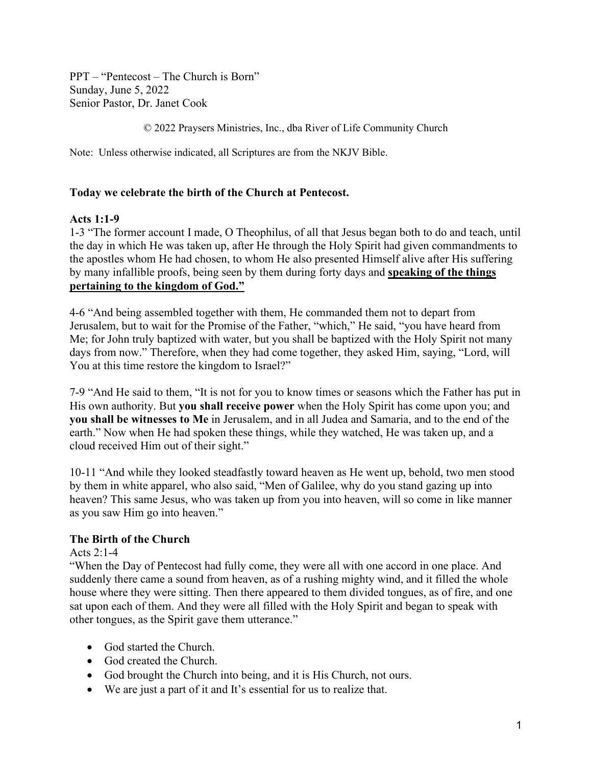PPT – "Pentecost – The Church is Born"
Sunday, June 5, 2022
Senior Pastor, Dr. Janet Cook

© 2022 Praysers Ministries, Inc., dba River of Life Community Church

Note: Unless otherwise indicated, all Scriptures are from the NKJV Bible.

**Today we celebrate the birth of the Church at Pentecost.**

**Acts 1:1-9**

1-3 "The former account I made, O Theophilus, of all that Jesus began both to do and teach, until the day in which He was taken up, after He through the Holy Spirit had given commandments to the apostles whom He had chosen, to whom He also presented Himself alive after His suffering by many infallible proofs, being seen by them during forty days and **speaking of the things pertaining to the kingdom of God."**

4-6 "And being assembled together with them, He commanded them not to depart from Jerusalem, but to wait for the Promise of the Father, "which," He said, "you have heard from Me; for John truly baptized with water, but you shall be baptized with the Holy Spirit not many days from now." Therefore, when they had come together, they asked Him, saying, "Lord, will You at this time restore the kingdom to Israel?"

7-9 "And He said to them, "It is not for you to know times or seasons which the Father has put in His own authority. But **you shall receive power** when the Holy Spirit has come upon you; and **you shall be witnesses to Me** in Jerusalem, and in all Judea and Samaria, and to the end of the earth." Now when He had spoken these things, while they watched, He was taken up, and a cloud received Him out of their sight."

10-11 "And while they looked steadfastly toward heaven as He went up, behold, two men stood by them in white apparel, who also said, "Men of Galilee, why do you stand gazing up into heaven? This same Jesus, who was taken up from you into heaven, will so come in like manner as you saw Him go into heaven."

**The Birth of the Church**

Acts 2:1-4

"When the Day of Pentecost had fully come, they were all with one accord in one place. And suddenly there came a sound from heaven, as of a rushing mighty wind, and it filled the whole house where they were sitting. Then there appeared to them divided tongues, as of fire, and one sat upon each of them. And they were all filled with the Holy Spirit and began to speak with other tongues, as the Spirit gave them utterance."

- God started the Church.
- God created the Church.
- God brought the Church into being, and it is His Church, not ours.
- We are just a part of it and It's essential for us to realize that.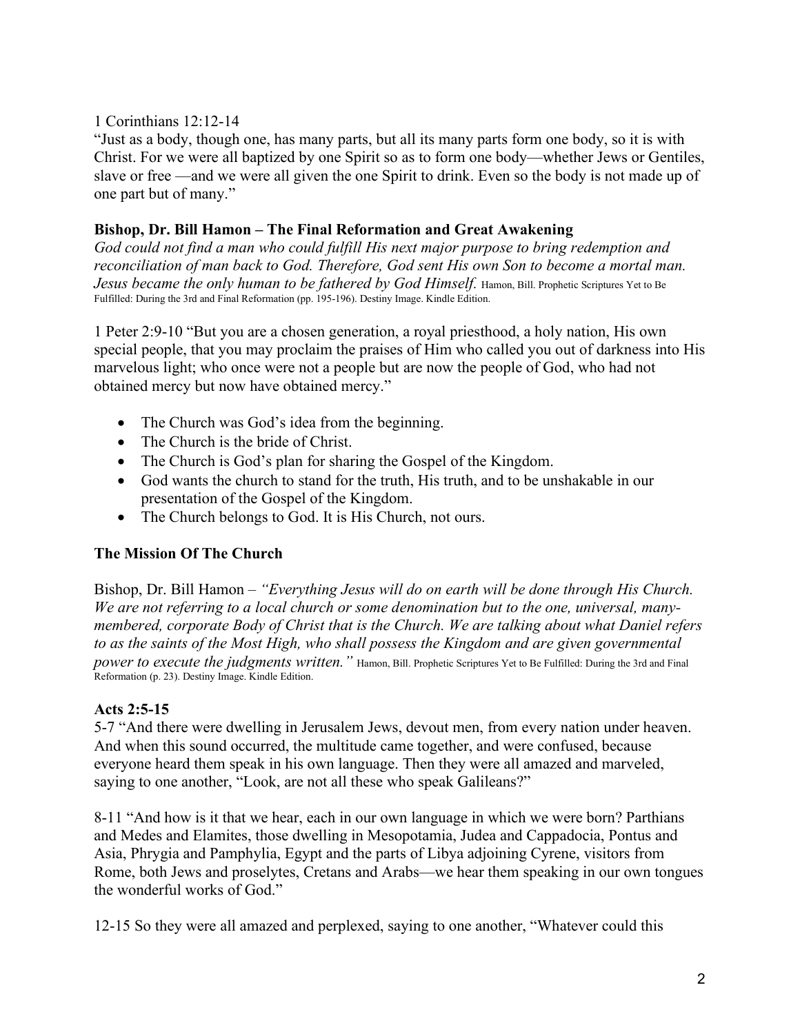1 Corinthians 12:12-14
"Just as a body, though one, has many parts, but all its many parts form one body, so it is with Christ. For we were all baptized by one Spirit so as to form one body—whether Jews or Gentiles, slave or free —and we were all given the one Spirit to drink. Even so the body is not made up of one part but of many."

**Bishop, Dr. Bill Hamon – The Final Reformation and Great Awakening**
*God could not find a man who could fulfill His next major purpose to bring redemption and reconciliation of man back to God. Therefore, God sent His own Son to become a mortal man. Jesus became the only human to be fathered by God Himself.* Hamon, Bill. Prophetic Scriptures Yet to Be Fulfilled: During the 3rd and Final Reformation (pp. 195-196). Destiny Image. Kindle Edition.

1 Peter 2:9-10 "But you are a chosen generation, a royal priesthood, a holy nation, His own special people, that you may proclaim the praises of Him who called you out of darkness into His marvelous light; who once were not a people but are now the people of God, who had not obtained mercy but now have obtained mercy."

- The Church was God's idea from the beginning.
- The Church is the bride of Christ.
- The Church is God's plan for sharing the Gospel of the Kingdom.
- God wants the church to stand for the truth, His truth, and to be unshakable in our presentation of the Gospel of the Kingdom.
- The Church belongs to God. It is His Church, not ours.

**The Mission Of The Church**

Bishop, Dr. Bill Hamon – *"Everything Jesus will do on earth will be done through His Church. We are not referring to a local church or some denomination but to the one, universal, many-membered, corporate Body of Christ that is the Church. We are talking about what Daniel refers to as the saints of the Most High, who shall possess the Kingdom and are given governmental power to execute the judgments written."* Hamon, Bill. Prophetic Scriptures Yet to Be Fulfilled: During the 3rd and Final Reformation (p. 23). Destiny Image. Kindle Edition.

**Acts 2:5-15**
5-7 "And there were dwelling in Jerusalem Jews, devout men, from every nation under heaven. And when this sound occurred, the multitude came together, and were confused, because everyone heard them speak in his own language. Then they were all amazed and marveled, saying to one another, "Look, are not all these who speak Galileans?"

8-11 "And how is it that we hear, each in our own language in which we were born? Parthians and Medes and Elamites, those dwelling in Mesopotamia, Judea and Cappadocia, Pontus and Asia, Phrygia and Pamphylia, Egypt and the parts of Libya adjoining Cyrene, visitors from Rome, both Jews and proselytes, Cretans and Arabs—we hear them speaking in our own tongues the wonderful works of God."

12-15 So they were all amazed and perplexed, saying to one another, "Whatever could this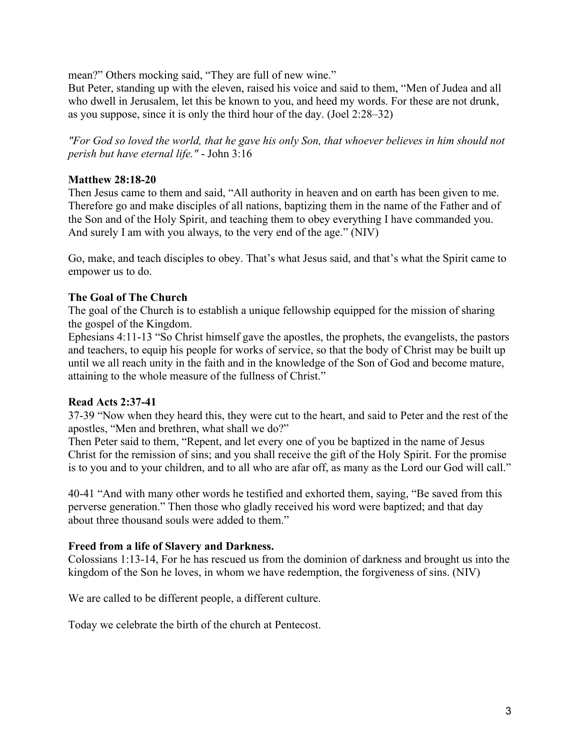mean?" Others mocking said, "They are full of new wine."
But Peter, standing up with the eleven, raised his voice and said to them, "Men of Judea and all who dwell in Jerusalem, let this be known to you, and heed my words. For these are not drunk, as you suppose, since it is only the third hour of the day. (Joel 2:28–32)

*"For God so loved the world, that he gave his only Son, that whoever believes in him should not perish but have eternal life."* - John 3:16

**Matthew 28:18-20**
Then Jesus came to them and said, "All authority in heaven and on earth has been given to me. Therefore go and make disciples of all nations, baptizing them in the name of the Father and of the Son and of the Holy Spirit, and teaching them to obey everything I have commanded you. And surely I am with you always, to the very end of the age." (NIV)

Go, make, and teach disciples to obey. That's what Jesus said, and that's what the Spirit came to empower us to do.

**The Goal of The Church**
The goal of the Church is to establish a unique fellowship equipped for the mission of sharing the gospel of the Kingdom.
Ephesians 4:11-13 "So Christ himself gave the apostles, the prophets, the evangelists, the pastors and teachers, to equip his people for works of service, so that the body of Christ may be built up until we all reach unity in the faith and in the knowledge of the Son of God and become mature, attaining to the whole measure of the fullness of Christ."

**Read Acts 2:37-41**
37-39 "Now when they heard this, they were cut to the heart, and said to Peter and the rest of the apostles, "Men and brethren, what shall we do?"
Then Peter said to them, "Repent, and let every one of you be baptized in the name of Jesus Christ for the remission of sins; and you shall receive the gift of the Holy Spirit. For the promise is to you and to your children, and to all who are afar off, as many as the Lord our God will call."

40-41 "And with many other words he testified and exhorted them, saying, "Be saved from this perverse generation." Then those who gladly received his word were baptized; and that day about three thousand souls were added to them."

**Freed from a life of Slavery and Darkness.**
Colossians 1:13-14, For he has rescued us from the dominion of darkness and brought us into the kingdom of the Son he loves, in whom we have redemption, the forgiveness of sins. (NIV)

We are called to be different people, a different culture.

Today we celebrate the birth of the church at Pentecost.